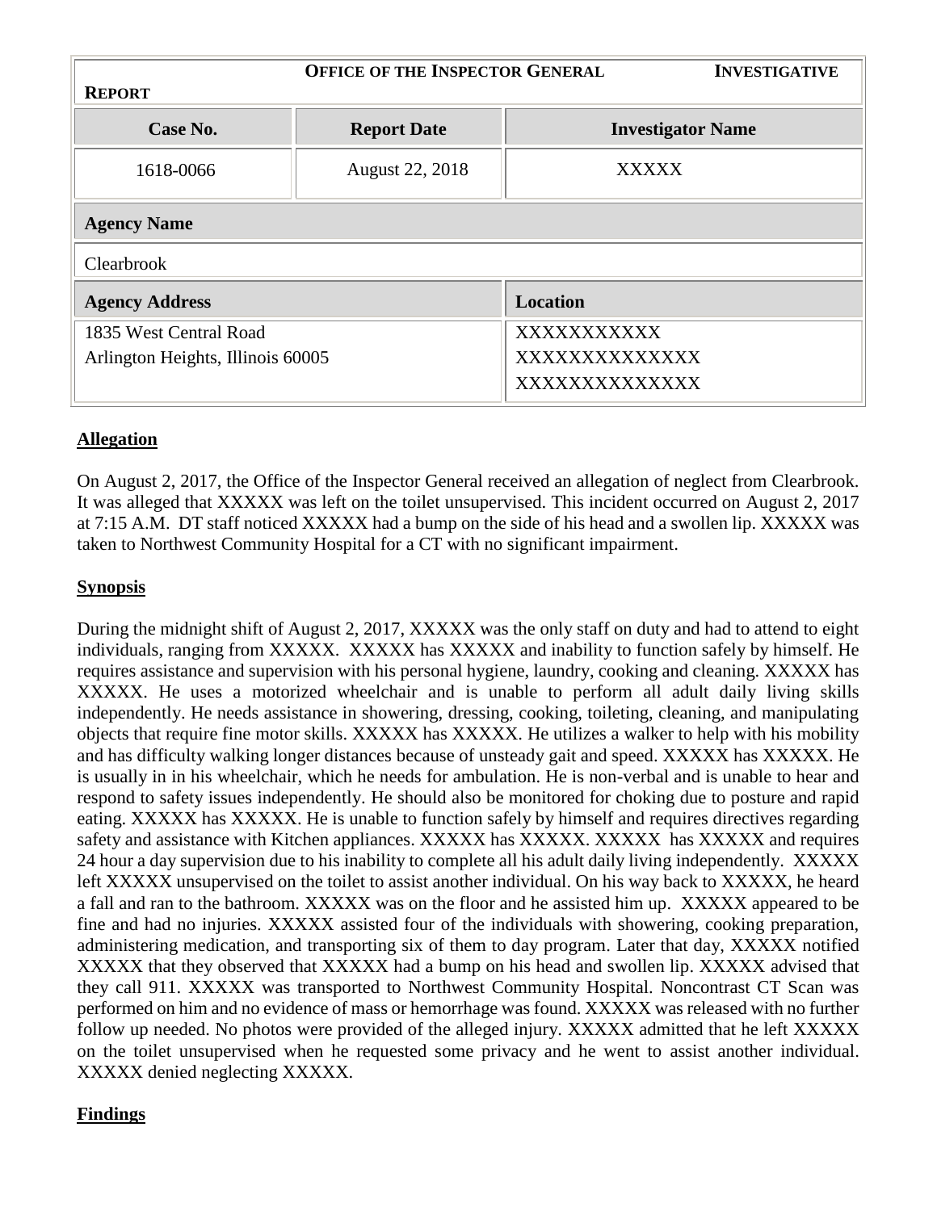| **OFFICE OF THE INSPECTOR GENERAL INVESTIGATIVE REPORT** | | |
|---|---|---|
| **Case No.** | **Report Date** | **Investigator Name** |
| 1618-0066 | August 22, 2018 | XXXXX |
| **Agency Name** | | |
| Clearbrook | | |
| **Agency Address** | | **Location** |
| 1835 West Central Road<br>Arlington Heights, Illinois 60005 | | XXXXXXXXXXX<br>XXXXXXXXXXXXXX<br>XXXXXXXXXXXXXX |

## Allegation

On August 2, 2017, the Office of the Inspector General received an allegation of neglect from Clearbrook. It was alleged that XXXXX was left on the toilet unsupervised. This incident occurred on August 2, 2017 at 7:15 A.M. DT staff noticed XXXXX had a bump on the side of his head and a swollen lip. XXXXX was taken to Northwest Community Hospital for a CT with no significant impairment.

## Synopsis

During the midnight shift of August 2, 2017, XXXXX was the only staff on duty and had to attend to eight individuals, ranging from XXXXX. XXXXX has XXXXX and inability to function safely by himself. He requires assistance and supervision with his personal hygiene, laundry, cooking and cleaning. XXXXX has XXXXX. He uses a motorized wheelchair and is unable to perform all adult daily living skills independently. He needs assistance in showering, dressing, cooking, toileting, cleaning, and manipulating objects that require fine motor skills. XXXXX has XXXXX. He utilizes a walker to help with his mobility and has difficulty walking longer distances because of unsteady gait and speed. XXXXX has XXXXX. He is usually in in his wheelchair, which he needs for ambulation. He is non-verbal and is unable to hear and respond to safety issues independently. He should also be monitored for choking due to posture and rapid eating. XXXXX has XXXXX. He is unable to function safely by himself and requires directives regarding safety and assistance with Kitchen appliances. XXXXX has XXXXX. XXXXX has XXXXX and requires 24 hour a day supervision due to his inability to complete all his adult daily living independently. XXXXX left XXXXX unsupervised on the toilet to assist another individual. On his way back to XXXXX, he heard a fall and ran to the bathroom. XXXXX was on the floor and he assisted him up. XXXXX appeared to be fine and had no injuries. XXXXX assisted four of the individuals with showering, cooking preparation, administering medication, and transporting six of them to day program. Later that day, XXXXX notified XXXXX that they observed that XXXXX had a bump on his head and swollen lip. XXXXX advised that they call 911. XXXXX was transported to Northwest Community Hospital. Noncontrast CT Scan was performed on him and no evidence of mass or hemorrhage was found. XXXXX was released with no further follow up needed. No photos were provided of the alleged injury. XXXXX admitted that he left XXXXX on the toilet unsupervised when he requested some privacy and he went to assist another individual. XXXXX denied neglecting XXXXX.

## Findings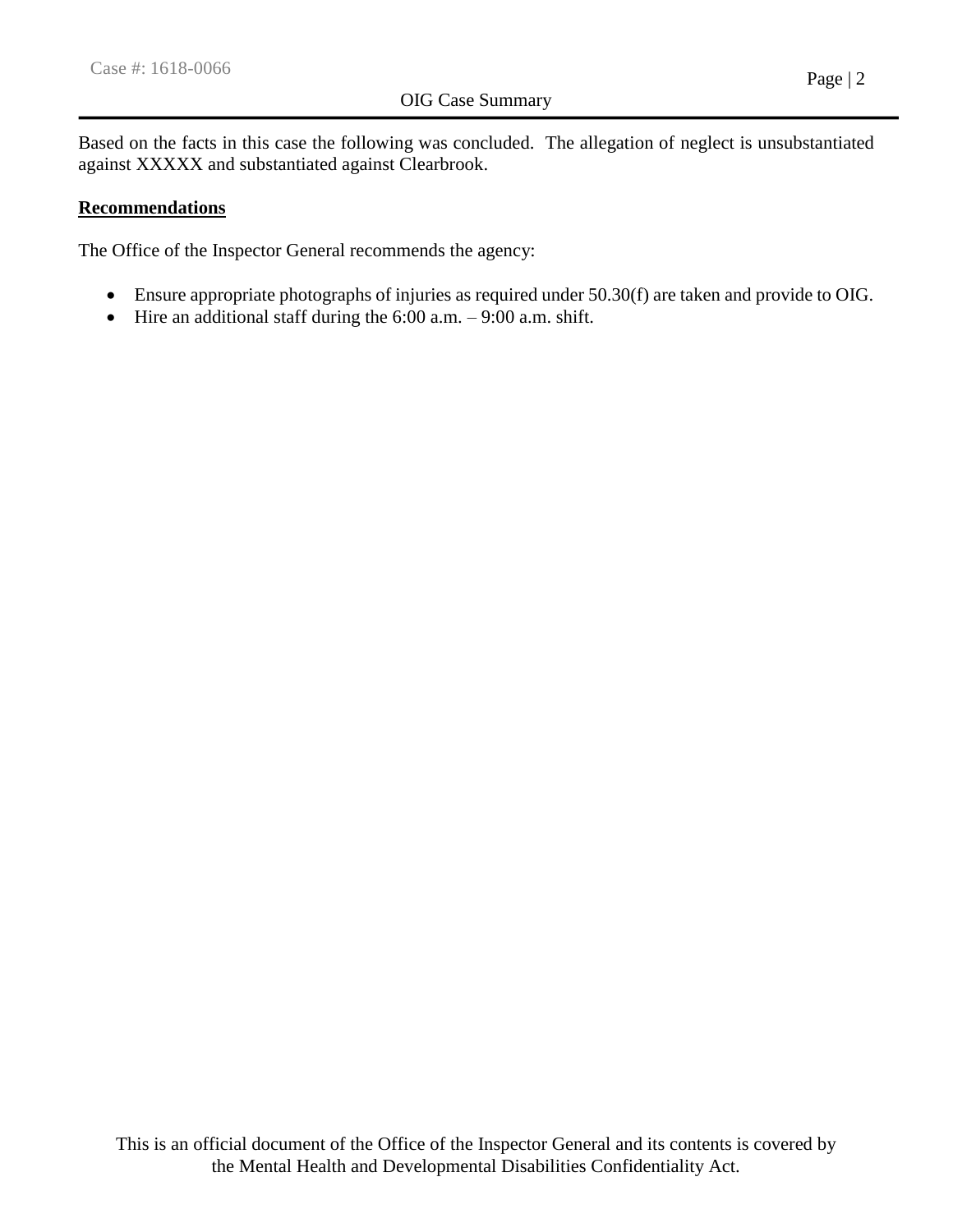Based on the facts in this case the following was concluded. The allegation of neglect is unsubstantiated against XXXXX and substantiated against Clearbrook.

**Recommendations**

The Office of the Inspector General recommends the agency:

- Ensure appropriate photographs of injuries as required under 50.30(f) are taken and provide to OIG.
- Hire an additional staff during the 6:00 a.m. – 9:00 a.m. shift.

This is an official document of the Office of the Inspector General and its contents is covered by the Mental Health and Developmental Disabilities Confidentiality Act.